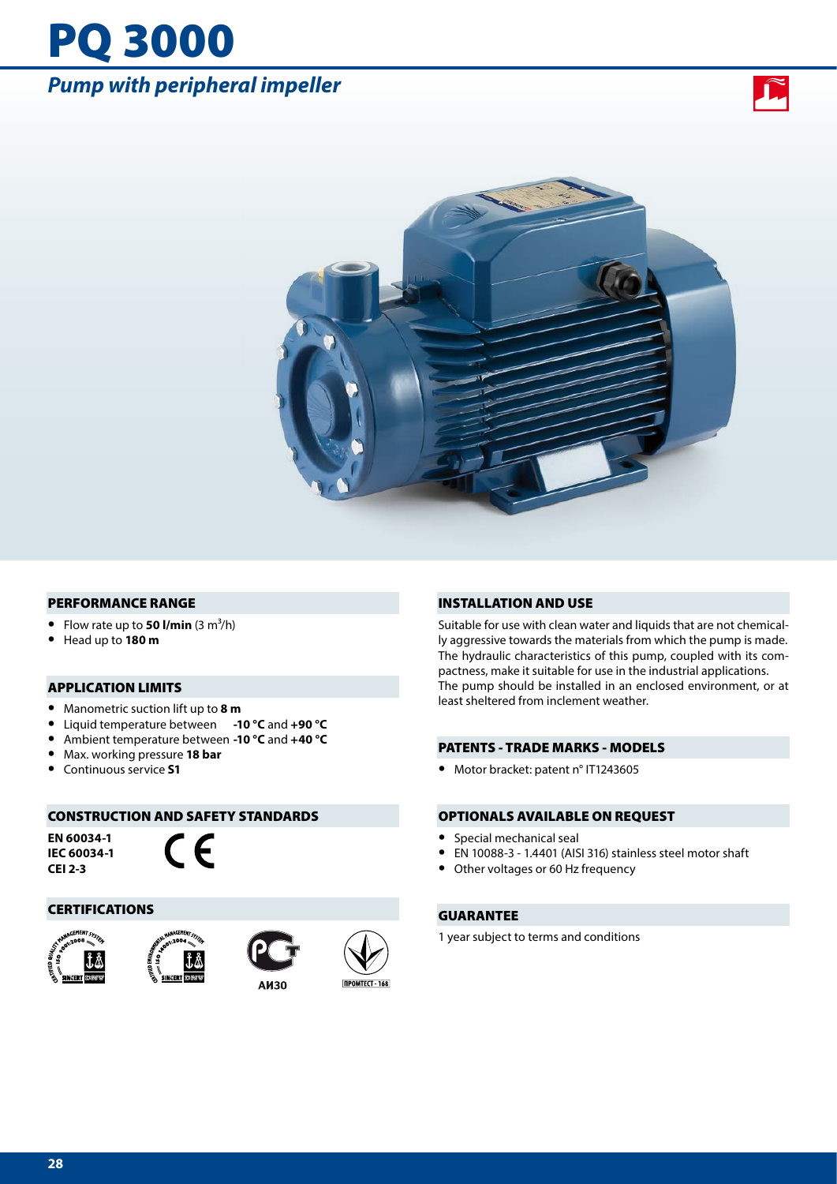# PQ 3000

## *Pump with peripheral impeller*

### PERFORMANCE RANGE

- Flow rate up to **50 l/min** (3 $m^3$/h)
- Head up to **180 m**

### APPLICATION LIMITS

- Manometric suction lift up to **8 m**
- Liquid temperature between **-10 °C** and **+90 °C**
- Ambient temperature between **-10 °C** and **+40 °C**
- Max. working pressure **18 bar**
- Continuous service **S1**

### CONSTRUCTION AND SAFETY STANDARDS

**EN 60034-1**
**IEC 60034-1**
**CEI 2-3**

CE

### CERTIFICATIONS

АИ30

ПРОМТЕСТ - 168

### INSTALLATION AND USE

Suitable for use with clean water and liquids that are not chemically aggressive towards the materials from which the pump is made. The hydraulic characteristics of this pump, coupled with its compactness, make it suitable for use in the industrial applications. The pump should be installed in an enclosed environment, or at least sheltered from inclement weather.

### PATENTS - TRADE MARKS - MODELS

- Motor bracket: patent n° IT1243605

### OPTIONALS AVAILABLE ON REQUEST

- Special mechanical seal
- EN 10088-3 - 1.4401 (AISI 316) stainless steel motor shaft
- Other voltages or 60 Hz frequency

### GUARANTEE

1 year subject to terms and conditions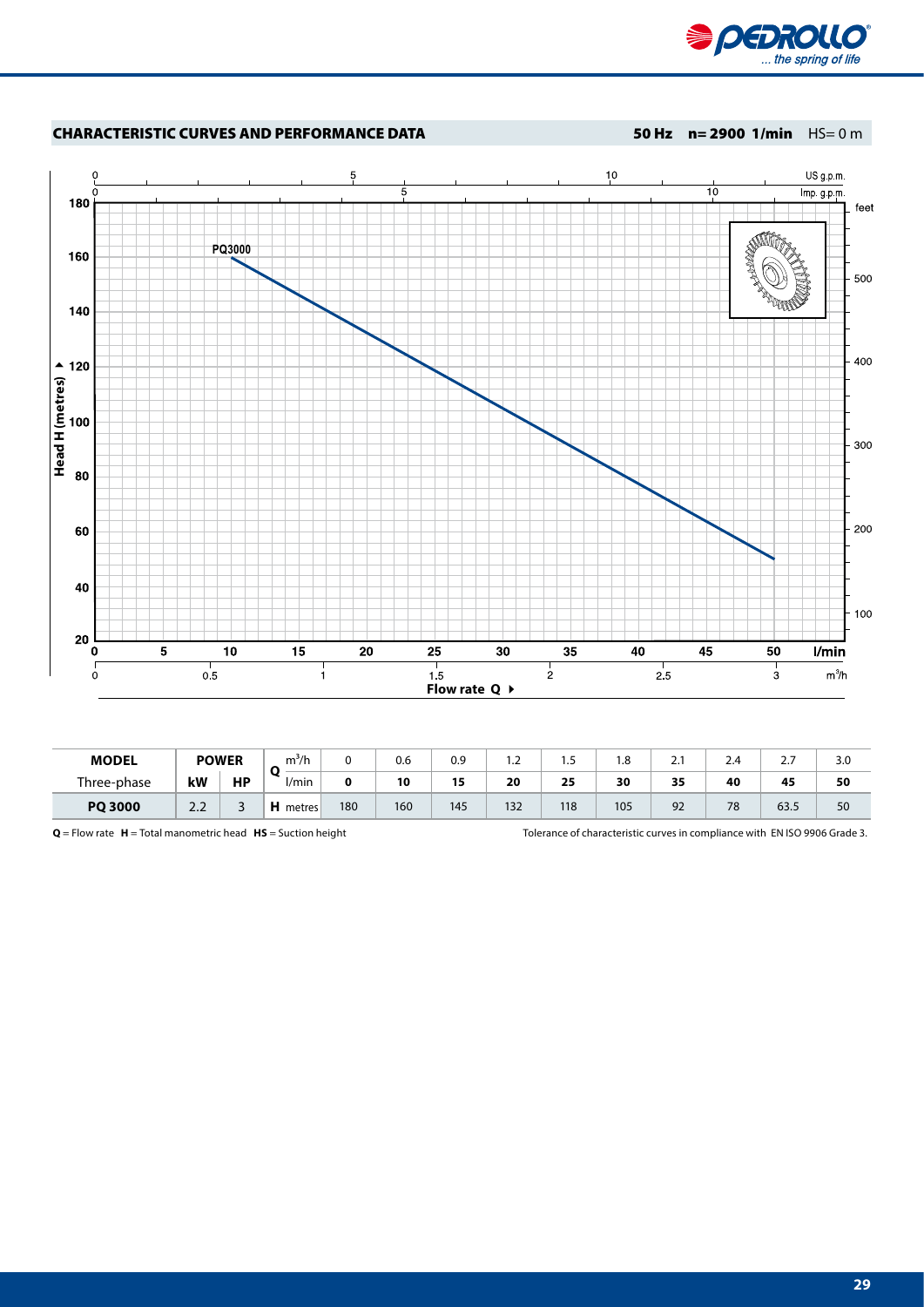## CHARACTERISTIC CURVES AND PERFORMANCE DATA

**50 Hz n= 2900 1/min** HS= 0 m

| MODEL | POWER | | Q m³/h | 0 | 0.6 | 0.9 | 1.2 | 1.5 | 1.8 | 2.1 | 2.4 | 2.7 | 3.0 |
|---|---|---|---|---|---|---|---|---|---|---|---|---|---|
| Three-phase | kW | HP | l/min | **0** | **10** | **15** | **20** | **25** | **30** | **35** | **40** | **45** | **50** |
| **PQ 3000** | 2.2 | 3 | **H** metres | 180 | 160 | 145 | 132 | 118 | 105 | 92 | 78 | 63.5 | 50 |

**Q** = Flow rate **H** = Total manometric head **HS** = Suction height

Tolerance of characteristic curves in compliance with EN ISO 9906 Grade 3.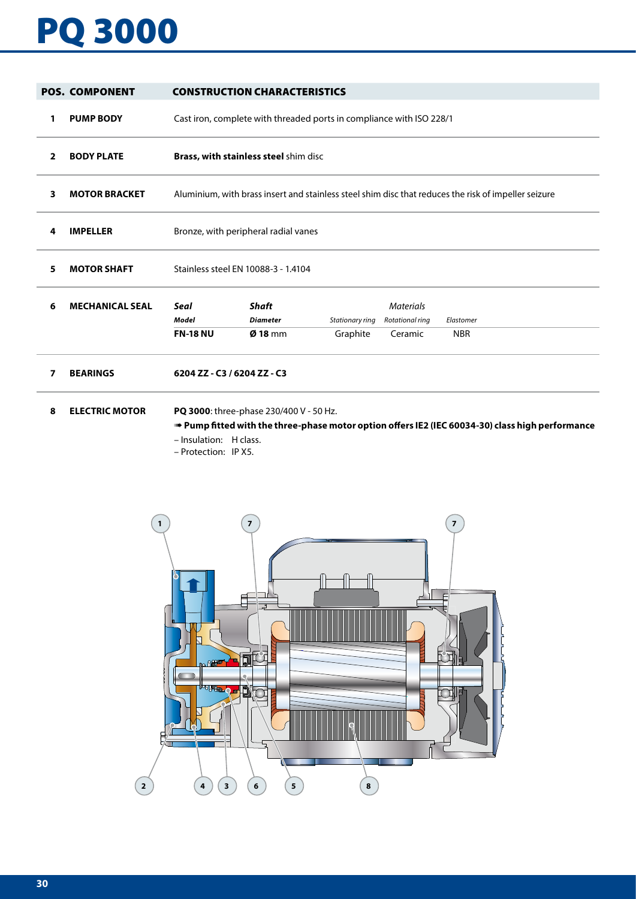# PQ 3000

| POS. | COMPONENT | CONSTRUCTION CHARACTERISTICS |
|---|---|---|
| 1 | **PUMP BODY** | Cast iron, complete with threaded ports in compliance with ISO 228/1 |
| 2 | **BODY PLATE** | **Brass, with stainless steel** shim disc |
| 3 | **MOTOR BRACKET** | Aluminium, with brass insert and stainless steel shim disc that reduces the risk of impeller seizure |
| 4 | **IMPELLER** | Bronze, with peripheral radial vanes |
| 5 | **MOTOR SHAFT** | Stainless steel EN 10088-3 - 1.4104 |
| 6 | **MECHANICAL SEAL** | See table below |
| 7 | **BEARINGS** | **6204 ZZ - C3 / 6204 ZZ - C3** |
| 8 | **ELECTRIC MOTOR** | **PQ 3000**: three-phase 230/400 V - 50 Hz. |

**Mechanical seal (pos. 6):**

| *Seal Model* | *Shaft Diameter* | *Materials* Stationary ring | *Materials* Rotational ring | *Materials* Elastomer |
|---|---|---|---|---|
| **FN-18 NU** | **Ø 18** mm | Graphite | Ceramic | NBR |

**Electric motor (pos. 8):**

**PQ 3000**: three-phase 230/400 V - 50 Hz.

➠ **Pump fitted with the three-phase motor option offers IE2 (IEC 60034-30) class high performance**

– Insulation: H class.
– Protection: IP X5.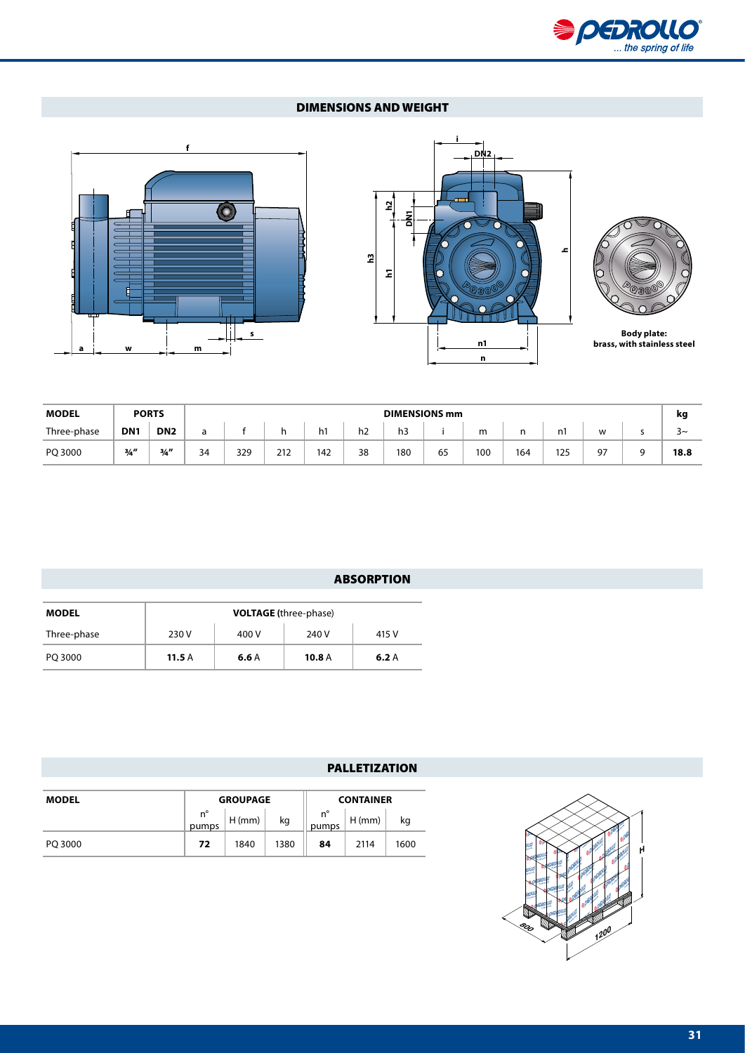## DIMENSIONS AND WEIGHT

Body plate:
brass, with stainless steel

| MODEL | PORTS | | DIMENSIONS mm | | | | | | | | | | | | kg |
|---|---|---|---|---|---|---|---|---|---|---|---|---|---|---|---|
| Three-phase | DN1 | DN2 | a | f | h | h1 | h2 | h3 | i | m | n | n1 | w | s | 3~ |
| PQ 3000 | **¾"** | **¾"** | 34 | 329 | 212 | 142 | 38 | 180 | 65 | 100 | 164 | 125 | 97 | 9 | **18.8** |

## ABSORPTION

| MODEL | VOLTAGE (three-phase) | | | |
|---|---|---|---|---|
| Three-phase | 230 V | 400 V | 240 V | 415 V |
| PQ 3000 | **11.5** A | **6.6** A | **10.8** A | **6.2** A |

## PALLETIZATION

| MODEL | GROUPAGE | | | CONTAINER | | |
|---|---|---|---|---|---|---|
| | n° pumps | H (mm) | kg | n° pumps | H (mm) | kg |
| PQ 3000 | **72** | 1840 | 1380 | **84** | 2114 | 1600 |